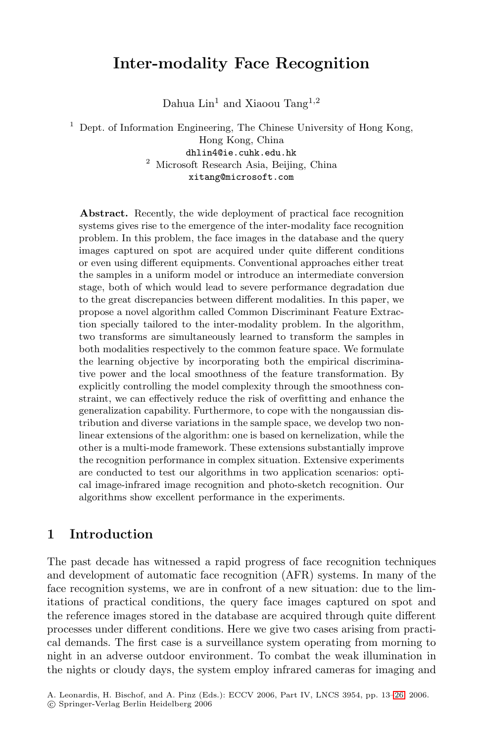# Inter-modality Face Recognition

Dahua Lin[1] and Xiaoou Tang[1,2]

[1] Dept. of Information Engineering, The Chinese University of Hong Kong, Hong Kong, China
dhlin4@ie.cuhk.edu.hk

[2] Microsoft Research Asia, Beijing, China
xitang@microsoft.com

**Abstract.** Recently, the wide deployment of practical face recognition systems gives rise to the emergence of the inter-modality face recognition problem. In this problem, the face images in the database and the query images captured on spot are acquired under quite different conditions or even using different equipments. Conventional approaches either treat the samples in a uniform model or introduce an intermediate conversion stage, both of which would lead to severe performance degradation due to the great discrepancies between different modalities. In this paper, we propose a novel algorithm called Common Discriminant Feature Extraction specially tailored to the inter-modality problem. In the algorithm, two transforms are simultaneously learned to transform the samples in both modalities respectively to the common feature space. We formulate the learning objective by incorporating both the empirical discriminative power and the local smoothness of the feature transformation. By explicitly controlling the model complexity through the smoothness constraint, we can effectively reduce the risk of overfitting and enhance the generalization capability. Furthermore, to cope with the nongaussian distribution and diverse variations in the sample space, we develop two nonlinear extensions of the algorithm: one is based on kernelization, while the other is a multi-mode framework. These extensions substantially improve the recognition performance in complex situation. Extensive experiments are conducted to test our algorithms in two application scenarios: optical image-infrared image recognition and photo-sketch recognition. Our algorithms show excellent performance in the experiments.

## 1 Introduction

The past decade has witnessed a rapid progress of face recognition techniques and development of automatic face recognition (AFR) systems. In many of the face recognition systems, we are in confront of a new situation: due to the limitations of practical conditions, the query face images captured on spot and the reference images stored in the database are acquired through quite different processes under different conditions. Here we give two cases arising from practical demands. The first case is a surveillance system operating from morning to night in an adverse outdoor environment. To combat the weak illumination in the nights or cloudy days, the system employ infrared cameras for imaging and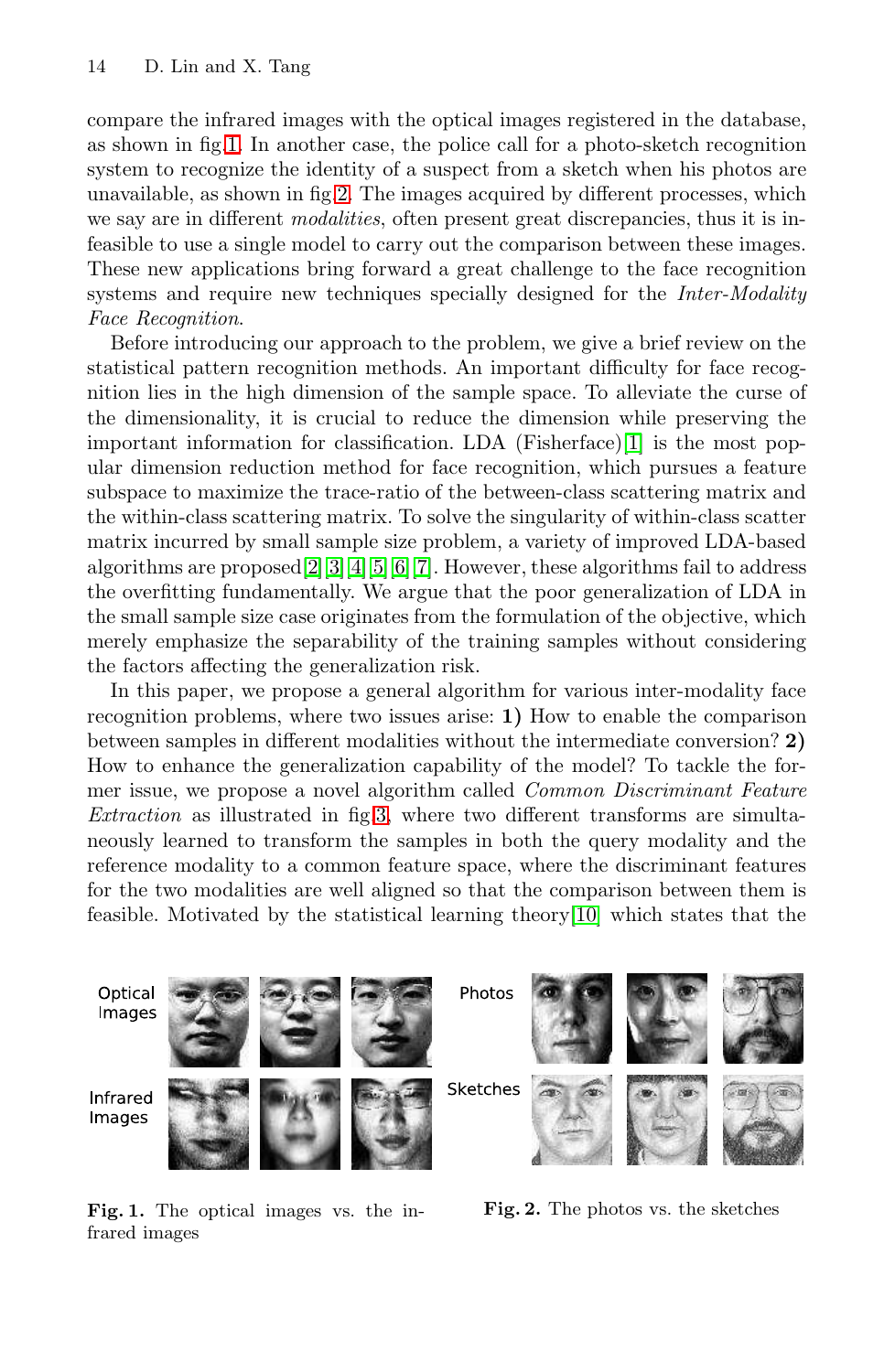compare the infrared images with the optical images registered in the database, as shown in fig.1. In another case, the police call for a photo-sketch recognition system to recognize the identity of a suspect from a sketch when his photos are unavailable, as shown in fig.2. The images acquired by different processes, which we say are in different *modalities*, often present great discrepancies, thus it is infeasible to use a single model to carry out the comparison between these images. These new applications bring forward a great challenge to the face recognition systems and require new techniques specially designed for the *Inter-Modality Face Recognition*.

Before introducing our approach to the problem, we give a brief review on the statistical pattern recognition methods. An important difficulty for face recognition lies in the high dimension of the sample space. To alleviate the curse of the dimensionality, it is crucial to reduce the dimension while preserving the important information for classification. LDA (Fisherface)[1] is the most popular dimension reduction method for face recognition, which pursues a feature subspace to maximize the trace-ratio of the between-class scattering matrix and the within-class scattering matrix. To solve the singularity of within-class scatter matrix incurred by small sample size problem, a variety of improved LDA-based algorithms are proposed[2][3][4][5][6][7]. However, these algorithms fail to address the overfitting fundamentally. We argue that the poor generalization of LDA in the small sample size case originates from the formulation of the objective, which merely emphasize the separability of the training samples without considering the factors affecting the generalization risk.

In this paper, we propose a general algorithm for various inter-modality face recognition problems, where two issues arise: **1)** How to enable the comparison between samples in different modalities without the intermediate conversion? **2)** How to enhance the generalization capability of the model? To tackle the former issue, we propose a novel algorithm called *Common Discriminant Feature Extraction* as illustrated in fig.3, where two different transforms are simultaneously learned to transform the samples in both the query modality and the reference modality to a common feature space, where the discriminant features for the two modalities are well aligned so that the comparison between them is feasible. Motivated by the statistical learning theory[10] which states that the

Optical Images

Infrared Images

**Fig. 1.** The optical images vs. the infrared images

Photos

Sketches

**Fig. 2.** The photos vs. the sketches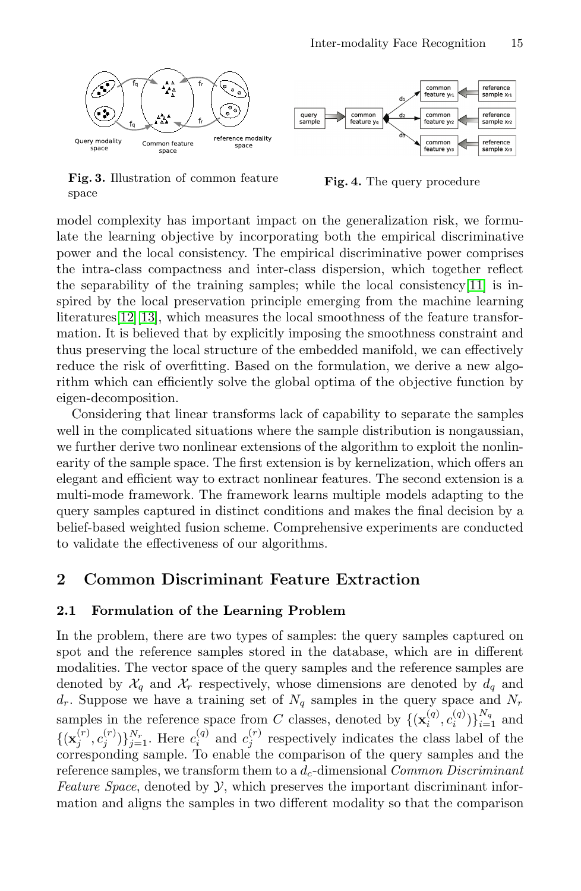Fig. 3. Illustration of common feature space

Fig. 4. The query procedure

model complexity has important impact on the generalization risk, we formulate the learning objective by incorporating both the empirical discriminative power and the local consistency. The empirical discriminative power comprises the intra-class compactness and inter-class dispersion, which together reflect the separability of the training samples; while the local consistency[11] is inspired by the local preservation principle emerging from the machine learning literatures[12][13], which measures the local smoothness of the feature transformation. It is believed that by explicitly imposing the smoothness constraint and thus preserving the local structure of the embedded manifold, we can effectively reduce the risk of overfitting. Based on the formulation, we derive a new algorithm which can efficiently solve the global optima of the objective function by eigen-decomposition.

Considering that linear transforms lack of capability to separate the samples well in the complicated situations where the sample distribution is nongaussian, we further derive two nonlinear extensions of the algorithm to exploit the nonlinearity of the sample space. The first extension is by kernelization, which offers an elegant and efficient way to extract nonlinear features. The second extension is a multi-mode framework. The framework learns multiple models adapting to the query samples captured in distinct conditions and makes the final decision by a belief-based weighted fusion scheme. Comprehensive experiments are conducted to validate the effectiveness of our algorithms.

## 2 Common Discriminant Feature Extraction

### 2.1 Formulation of the Learning Problem

In the problem, there are two types of samples: the query samples captured on spot and the reference samples stored in the database, which are in different modalities. The vector space of the query samples and the reference samples are denoted by $\mathcal{X}_q$ and $\mathcal{X}_r$ respectively, whose dimensions are denoted by $d_q$ and $d_r$. Suppose we have a training set of $N_q$ samples in the query space and $N_r$ samples in the reference space from $C$ classes, denoted by $\{(\mathbf{x}_i^{(q)}, c_i^{(q)})\}_{i=1}^{N_q}$ and $\{(\mathbf{x}_j^{(r)}, c_j^{(r)})\}_{j=1}^{N_r}$. Here $c_i^{(q)}$ and $c_j^{(r)}$ respectively indicates the class label of the corresponding sample. To enable the comparison of the query samples and the reference samples, we transform them to a $d_c$-dimensional *Common Discriminant Feature Space*, denoted by $\mathcal{Y}$, which preserves the important discriminant information and aligns the samples in two different modality so that the comparison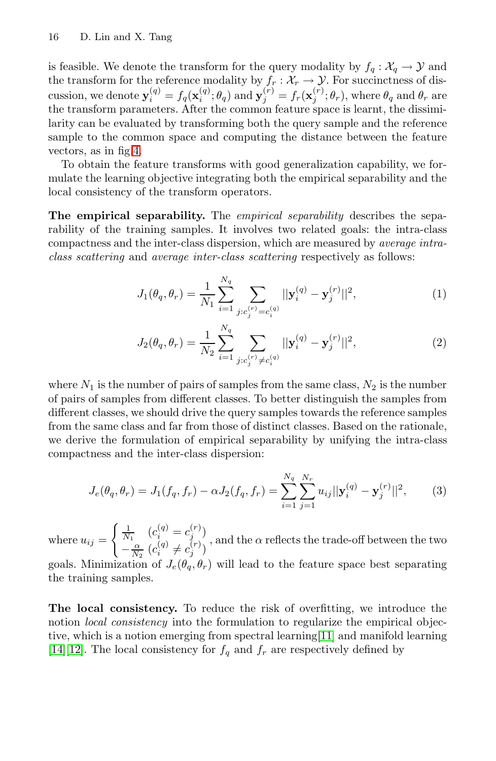is feasible. We denote the transform for the query modality by $f_q : \mathcal{X}_q \to \mathcal{Y}$ and the transform for the reference modality by $f_r : \mathcal{X}_r \to \mathcal{Y}$. For succinctness of discussion, we denote $\mathbf{y}_i^{(q)} = f_q(\mathbf{x}_i^{(q)}; \theta_q)$ and $\mathbf{y}_j^{(r)} = f_r(\mathbf{x}_j^{(r)}; \theta_r)$, where $\theta_q$ and $\theta_r$ are the transform parameters. After the common feature space is learnt, the dissimilarity can be evaluated by transforming both the query sample and the reference sample to the common space and computing the distance between the feature vectors, as in fig.4.

To obtain the feature transforms with good generalization capability, we formulate the learning objective integrating both the empirical separability and the local consistency of the transform operators.

**The empirical separability.** The *empirical separability* describes the separability of the training samples. It involves two related goals: the intra-class compactness and the inter-class dispersion, which are measured by *average intra-class scattering* and *average inter-class scattering* respectively as follows:

$$J_1(\theta_q, \theta_r) = \frac{1}{N_1} \sum_{i=1}^{N_q} \sum_{j: c_j^{(r)} = c_i^{(q)}} ||\mathbf{y}_i^{(q)} - \mathbf{y}_j^{(r)}||^2, \tag{1}$$

$$J_2(\theta_q, \theta_r) = \frac{1}{N_2} \sum_{i=1}^{N_q} \sum_{j: c_j^{(r)} \neq c_i^{(q)}} ||\mathbf{y}_i^{(q)} - \mathbf{y}_j^{(r)}||^2, \tag{2}$$

where $N_1$ is the number of pairs of samples from the same class, $N_2$ is the number of pairs of samples from different classes. To better distinguish the samples from different classes, we should drive the query samples towards the reference samples from the same class and far from those of distinct classes. Based on the rationale, we derive the formulation of empirical separability by unifying the intra-class compactness and the inter-class dispersion:

$$J_e(\theta_q, \theta_r) = J_1(f_q, f_r) - \alpha J_2(f_q, f_r) = \sum_{i=1}^{N_q} \sum_{j=1}^{N_r} u_{ij} ||\mathbf{y}_i^{(q)} - \mathbf{y}_j^{(r)}||^2, \tag{3}$$

where $u_{ij} = \begin{cases} \frac{1}{N_1} & (c_i^{(q)} = c_j^{(r)}) \\ -\frac{\alpha}{N_2} & (c_i^{(q)} \neq c_j^{(r)}) \end{cases}$, and the $\alpha$ reflects the trade-off between the two goals. Minimization of $J_e(\theta_q, \theta_r)$ will lead to the feature space best separating the training samples.

**The local consistency.** To reduce the risk of overfitting, we introduce the notion *local consistency* into the formulation to regularize the empirical objective, which is a notion emerging from spectral learning[11] and manifold learning [14][12]. The local consistency for $f_q$ and $f_r$ are respectively defined by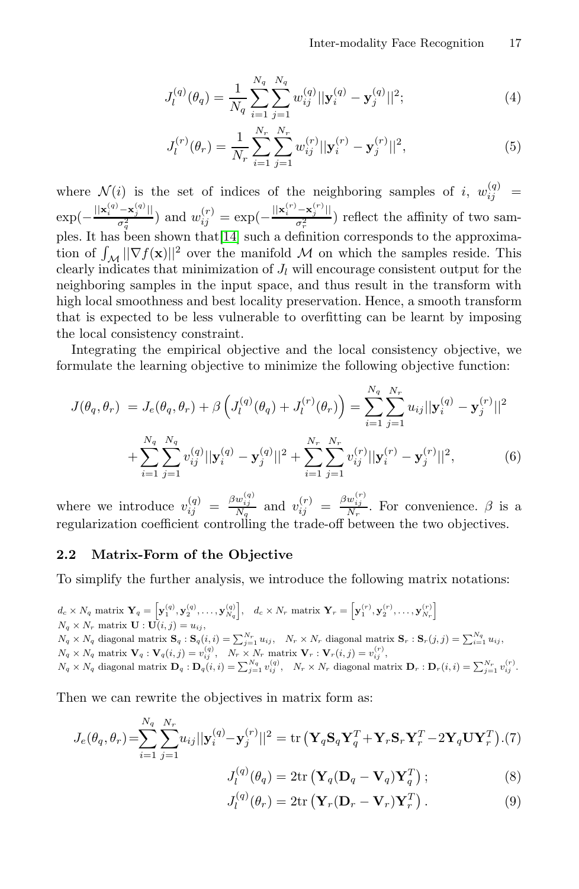$$J_l^{(q)}(\theta_q) = \frac{1}{N_q} \sum_{i=1}^{N_q} \sum_{j=1}^{N_q} w_{ij}^{(q)} ||\mathbf{y}_i^{(q)} - \mathbf{y}_j^{(q)}||^2; \tag{4}$$

$$J_l^{(r)}(\theta_r) = \frac{1}{N_r} \sum_{i=1}^{N_r} \sum_{j=1}^{N_r} w_{ij}^{(r)} ||\mathbf{y}_i^{(r)} - \mathbf{y}_j^{(r)}||^2, \tag{5}$$

where $\mathcal{N}(i)$ is the set of indices of the neighboring samples of $i$, $w_{ij}^{(q)} = \exp(-\frac{||\mathbf{x}_i^{(q)} - \mathbf{x}_j^{(q)}||}{\sigma_q^2})$ and $w_{ij}^{(r)} = \exp(-\frac{||\mathbf{x}_i^{(r)} - \mathbf{x}_j^{(r)}||}{\sigma_r^2})$ reflect the affinity of two samples. It has been shown that[14] such a definition corresponds to the approximation of $\int_{\mathcal{M}} ||\nabla f(\mathbf{x})||^2$ over the manifold $\mathcal{M}$ on which the samples reside. This clearly indicates that minimization of $J_l$ will encourage consistent output for the neighboring samples in the input space, and thus result in the transform with high local smoothness and best locality preservation. Hence, a smooth transform that is expected to be less vulnerable to overfitting can be learnt by imposing the local consistency constraint.

Integrating the empirical objective and the local consistency objective, we formulate the learning objective to minimize the following objective function:

$$\begin{aligned} J(\theta_q, \theta_r) &= J_e(\theta_q, \theta_r) + \beta \left( J_l^{(q)}(\theta_q) + J_l^{(r)}(\theta_r) \right) = \sum_{i=1}^{N_q} \sum_{j=1}^{N_r} u_{ij} ||\mathbf{y}_i^{(q)} - \mathbf{y}_j^{(r)}||^2 \\ &+ \sum_{i=1}^{N_q} \sum_{j=1}^{N_q} v_{ij}^{(q)} ||\mathbf{y}_i^{(q)} - \mathbf{y}_j^{(q)}||^2 + \sum_{i=1}^{N_r} \sum_{j=1}^{N_r} v_{ij}^{(r)} ||\mathbf{y}_i^{(r)} - \mathbf{y}_j^{(r)}||^2, \end{aligned} \tag{6}$$

where we introduce $v_{ij}^{(q)} = \frac{\beta w_{ij}^{(q)}}{N_q}$ and $v_{ij}^{(r)} = \frac{\beta w_{ij}^{(r)}}{N_r}$. For convenience. $\beta$ is a regularization coefficient controlling the trade-off between the two objectives.

### 2.2 Matrix-Form of the Objective

To simplify the further analysis, we introduce the following matrix notations:

$d_c \times N_q$ matrix $\mathbf{Y}_q = \left[\mathbf{y}_1^{(q)}, \mathbf{y}_2^{(q)}, \ldots, \mathbf{y}_{N_q}^{(q)}\right]$, $d_c \times N_r$ matrix $\mathbf{Y}_r = \left[\mathbf{y}_1^{(r)}, \mathbf{y}_2^{(r)}, \ldots, \mathbf{y}_{N_r}^{(r)}\right]$
$N_q \times N_r$ matrix $\mathbf{U} : \mathbf{U}(i,j) = u_{ij}$,
$N_q \times N_q$ diagonal matrix $\mathbf{S}_q : \mathbf{S}_q(i,i) = \sum_{j=1}^{N_r} u_{ij}$, $N_r \times N_r$ diagonal matrix $\mathbf{S}_r : \mathbf{S}_r(j,j) = \sum_{i=1}^{N_q} u_{ij}$,
$N_q \times N_q$ matrix $\mathbf{V}_q : \mathbf{V}_q(i,j) = v_{ij}^{(q)}$, $N_r \times N_r$ matrix $\mathbf{V}_r : \mathbf{V}_r(i,j) = v_{ij}^{(r)}$,
$N_q \times N_q$ diagonal matrix $\mathbf{D}_q : \mathbf{D}_q(i,i) = \sum_{j=1}^{N_q} v_{ij}^{(q)}$, $N_r \times N_r$ diagonal matrix $\mathbf{D}_r : \mathbf{D}_r(i,i) = \sum_{j=1}^{N_r} v_{ij}^{(r)}$.

Then we can rewrite the objectives in matrix form as:

$$J_e(\theta_q, \theta_r) = \sum_{i=1}^{N_q} \sum_{j=1}^{N_r} u_{ij} ||\mathbf{y}_i^{(q)} - \mathbf{y}_j^{(r)}||^2 = \operatorname{tr}\left(\mathbf{Y}_q \mathbf{S}_q \mathbf{Y}_q^T + \mathbf{Y}_r \mathbf{S}_r \mathbf{Y}_r^T - 2\mathbf{Y}_q \mathbf{U} \mathbf{Y}_r^T\right). \tag{7}$$

$$J_l^{(q)}(\theta_q) = 2\operatorname{tr}\left(\mathbf{Y}_q (\mathbf{D}_q - \mathbf{V}_q) \mathbf{Y}_q^T\right); \tag{8}$$

$$J_l^{(q)}(\theta_r) = 2\operatorname{tr}\left(\mathbf{Y}_r (\mathbf{D}_r - \mathbf{V}_r) \mathbf{Y}_r^T\right). \tag{9}$$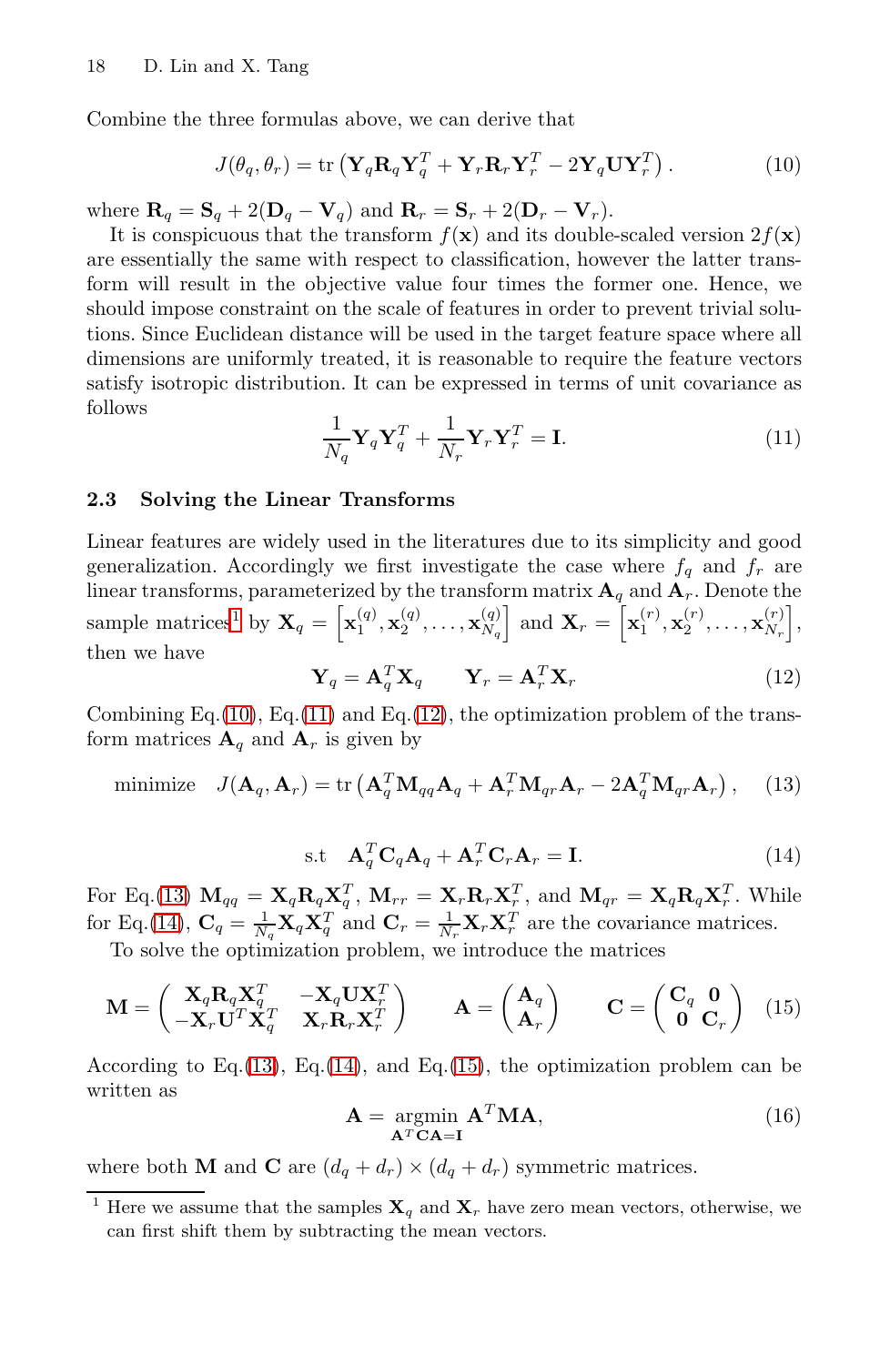Combine the three formulas above, we can derive that

$$J(\theta_q, \theta_r) = \mathrm{tr}\left(\mathbf{Y}_q \mathbf{R}_q \mathbf{Y}_q^T + \mathbf{Y}_r \mathbf{R}_r \mathbf{Y}_r^T - 2\mathbf{Y}_q \mathbf{U} \mathbf{Y}_r^T\right). \tag{10}$$

where $\mathbf{R}_q = \mathbf{S}_q + 2(\mathbf{D}_q - \mathbf{V}_q)$ and $\mathbf{R}_r = \mathbf{S}_r + 2(\mathbf{D}_r - \mathbf{V}_r)$.

It is conspicuous that the transform $f(\mathbf{x})$ and its double-scaled version $2f(\mathbf{x})$ are essentially the same with respect to classification, however the latter transform will result in the objective value four times the former one. Hence, we should impose constraint on the scale of features in order to prevent trivial solutions. Since Euclidean distance will be used in the target feature space where all dimensions are uniformly treated, it is reasonable to require the feature vectors satisfy isotropic distribution. It can be expressed in terms of unit covariance as follows

$$\frac{1}{N_q}\mathbf{Y}_q \mathbf{Y}_q^T + \frac{1}{N_r}\mathbf{Y}_r \mathbf{Y}_r^T = \mathbf{I}. \tag{11}$$

### 2.3 Solving the Linear Transforms

Linear features are widely used in the literatures due to its simplicity and good generalization. Accordingly we first investigate the case where $f_q$ and $f_r$ are linear transforms, parameterized by the transform matrix $\mathbf{A}_q$ and $\mathbf{A}_r$. Denote the sample matrices[1] by $\mathbf{X}_q = \left[\mathbf{x}_1^{(q)}, \mathbf{x}_2^{(q)}, \ldots, \mathbf{x}_{N_q}^{(q)}\right]$ and $\mathbf{X}_r = \left[\mathbf{x}_1^{(r)}, \mathbf{x}_2^{(r)}, \ldots, \mathbf{x}_{N_r}^{(r)}\right]$, then we have

$$\mathbf{Y}_q = \mathbf{A}_q^T \mathbf{X}_q \qquad \mathbf{Y}_r = \mathbf{A}_r^T \mathbf{X}_r \tag{12}$$

Combining Eq.(10), Eq.(11) and Eq.(12), the optimization problem of the transform matrices $\mathbf{A}_q$ and $\mathbf{A}_r$ is given by

$$\text{minimize} \quad J(\mathbf{A}_q, \mathbf{A}_r) = \mathrm{tr}\left(\mathbf{A}_q^T \mathbf{M}_{qq} \mathbf{A}_q + \mathbf{A}_r^T \mathbf{M}_{qr} \mathbf{A}_r - 2\mathbf{A}_q^T \mathbf{M}_{qr} \mathbf{A}_r\right), \tag{13}$$

$$\text{s.t} \quad \mathbf{A}_q^T \mathbf{C}_q \mathbf{A}_q + \mathbf{A}_r^T \mathbf{C}_r \mathbf{A}_r = \mathbf{I}. \tag{14}$$

For Eq.(13) $\mathbf{M}_{qq} = \mathbf{X}_q \mathbf{R}_q \mathbf{X}_q^T$, $\mathbf{M}_{rr} = \mathbf{X}_r \mathbf{R}_r \mathbf{X}_r^T$, and $\mathbf{M}_{qr} = \mathbf{X}_q \mathbf{R}_q \mathbf{X}_r^T$. While for Eq.(14), $\mathbf{C}_q = \frac{1}{N_q}\mathbf{X}_q \mathbf{X}_q^T$ and $\mathbf{C}_r = \frac{1}{N_r}\mathbf{X}_r \mathbf{X}_r^T$ are the covariance matrices.

To solve the optimization problem, we introduce the matrices

$$\mathbf{M} = \begin{pmatrix} \mathbf{X}_q \mathbf{R}_q \mathbf{X}_q^T & -\mathbf{X}_q \mathbf{U} \mathbf{X}_r^T \\ -\mathbf{X}_r \mathbf{U}^T \mathbf{X}_q^T & \mathbf{X}_r \mathbf{R}_r \mathbf{X}_r^T \end{pmatrix} \qquad \mathbf{A} = \begin{pmatrix} \mathbf{A}_q \\ \mathbf{A}_r \end{pmatrix} \qquad \mathbf{C} = \begin{pmatrix} \mathbf{C}_q & \mathbf{0} \\ \mathbf{0} & \mathbf{C}_r \end{pmatrix} \tag{15}$$

According to Eq.(13), Eq.(14), and Eq.(15), the optimization problem can be written as

$$\mathbf{A} = \underset{\mathbf{A}^T\mathbf{C}\mathbf{A}=\mathbf{I}}{\mathrm{argmin}} \; \mathbf{A}^T \mathbf{M} \mathbf{A}, \tag{16}$$

where both $\mathbf{M}$ and $\mathbf{C}$ are $(d_q + d_r) \times (d_q + d_r)$ symmetric matrices.

---

[1] Here we assume that the samples $\mathbf{X}_q$ and $\mathbf{X}_r$ have zero mean vectors, otherwise, we can first shift them by subtracting the mean vectors.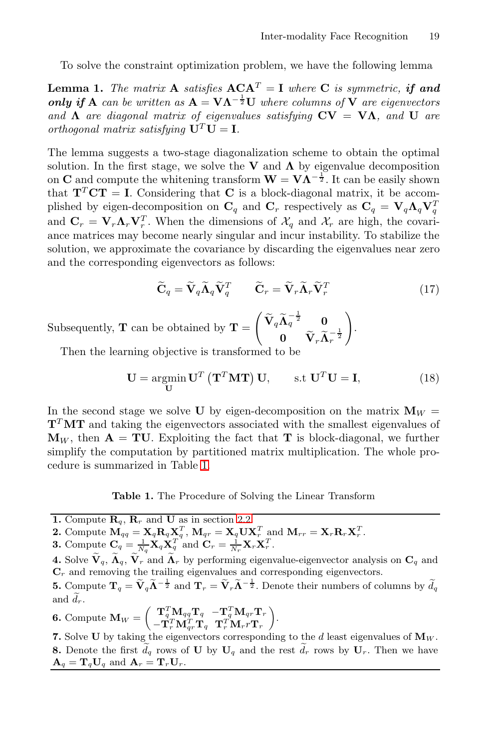To solve the constraint optimization problem, we have the following lemma

**Lemma 1.** *The matrix* $\mathbf{A}$ *satisfies* $\mathbf{A}\mathbf{C}\mathbf{A}^T = \mathbf{I}$ *where* $\mathbf{C}$ *is symmetric,* ***if and only if*** $\mathbf{A}$ *can be written as* $\mathbf{A} = \mathbf{V}\mathbf{\Lambda}^{-\frac{1}{2}}\mathbf{U}$ *where columns of* $\mathbf{V}$ *are eigenvectors and* $\mathbf{\Lambda}$ *are diagonal matrix of eigenvalues satisfying* $\mathbf{C}\mathbf{V} = \mathbf{V}\mathbf{\Lambda}$*, and* $\mathbf{U}$ *are orthogonal matrix satisfying* $\mathbf{U}^T\mathbf{U} = \mathbf{I}$*.*

The lemma suggests a two-stage diagonalization scheme to obtain the optimal solution. In the first stage, we solve the $\mathbf{V}$ and $\mathbf{\Lambda}$ by eigenvalue decomposition on $\mathbf{C}$ and compute the whitening transform $\mathbf{W} = \mathbf{V}\mathbf{\Lambda}^{-\frac{1}{2}}$. It can be easily shown that $\mathbf{T}^T\mathbf{C}\mathbf{T} = \mathbf{I}$. Considering that $\mathbf{C}$ is a block-diagonal matrix, it be accomplished by eigen-decomposition on $\mathbf{C}_q$ and $\mathbf{C}_r$ respectively as $\mathbf{C}_q = \mathbf{V}_q\mathbf{\Lambda}_q\mathbf{V}_q^T$ and $\mathbf{C}_r = \mathbf{V}_r\mathbf{\Lambda}_r\mathbf{V}_r^T$. When the dimensions of $\mathcal{X}_q$ and $\mathcal{X}_r$ are high, the covariance matrices may become nearly singular and incur instability. To stabilize the solution, we approximate the covariance by discarding the eigenvalues near zero and the corresponding eigenvectors as follows:

$$\widetilde{\mathbf{C}}_q = \widetilde{\mathbf{V}}_q\widetilde{\mathbf{\Lambda}}_q\widetilde{\mathbf{V}}_q^T \qquad \widetilde{\mathbf{C}}_r = \widetilde{\mathbf{V}}_r\widetilde{\mathbf{\Lambda}}_r\widetilde{\mathbf{V}}_r^T \tag{17}$$

Subsequently, $\mathbf{T}$ can be obtained by $\mathbf{T} = \begin{pmatrix} \widetilde{\mathbf{V}}_q\widetilde{\mathbf{\Lambda}}_q^{-\frac{1}{2}} & \mathbf{0} \\ \mathbf{0} & \widetilde{\mathbf{V}}_r\widetilde{\mathbf{\Lambda}}_r^{-\frac{1}{2}} \end{pmatrix}$.

Then the learning objective is transformed to be

$$\mathbf{U} = \underset{\mathbf{U}}{\operatorname{argmin}}\, \mathbf{U}^T\left(\mathbf{T}^T\mathbf{M}\mathbf{T}\right)\mathbf{U}, \qquad \text{s.t } \mathbf{U}^T\mathbf{U} = \mathbf{I}, \tag{18}$$

In the second stage we solve $\mathbf{U}$ by eigen-decomposition on the matrix $\mathbf{M}_W = \mathbf{T}^T\mathbf{M}\mathbf{T}$ and taking the eigenvectors associated with the smallest eigenvalues of $\mathbf{M}_W$, then $\mathbf{A} = \mathbf{T}\mathbf{U}$. Exploiting the fact that $\mathbf{T}$ is block-diagonal, we further simplify the computation by partitioned matrix multiplication. The whole procedure is summarized in Table 1.

**Table 1.** The Procedure of Solving the Linear Transform

**1.** Compute $\mathbf{R}_q$, $\mathbf{R}_r$ and $\mathbf{U}$ as in section 2.2.
**2.** Compute $\mathbf{M}_{qq} = \mathbf{X}_q\mathbf{R}_q\mathbf{X}_q^T$, $\mathbf{M}_{qr} = \mathbf{X}_q\mathbf{U}\mathbf{X}_r^T$ and $\mathbf{M}_{rr} = \mathbf{X}_r\mathbf{R}_r\mathbf{X}_r^T$.
**3.** Compute $\mathbf{C}_q = \frac{1}{N_q}\mathbf{X}_q\mathbf{X}_q^T$ and $\mathbf{C}_r = \frac{1}{N_r}\mathbf{X}_r\mathbf{X}_r^T$.
**4.** Solve $\widetilde{\mathbf{V}}_q$, $\widetilde{\mathbf{\Lambda}}_q$, $\widetilde{\mathbf{V}}_r$ and $\widetilde{\mathbf{\Lambda}}_r$ by performing eigenvalue-eigenvector analysis on $\mathbf{C}_q$ and $\mathbf{C}_r$ and removing the trailing eigenvalues and corresponding eigenvectors.
**5.** Compute $\mathbf{T}_q = \widetilde{\mathbf{V}}_q\widetilde{\mathbf{\Lambda}}^{-\frac{1}{2}}$ and $\mathbf{T}_r = \widetilde{\mathbf{V}}_r\widetilde{\mathbf{\Lambda}}^{-\frac{1}{2}}$. Denote their numbers of columns by $\widetilde{d}_q$ and $\widetilde{d}_r$.
**6.** Compute $\mathbf{M}_W = \begin{pmatrix} \mathbf{T}_q^T\mathbf{M}_{qq}\mathbf{T}_q & -\mathbf{T}_q^T\mathbf{M}_{qr}\mathbf{T}_r \\ -\mathbf{T}_r^T\mathbf{M}_{qr}^T\mathbf{T}_q & \mathbf{T}_r^T\mathbf{M}_r r\mathbf{T}_r \end{pmatrix}$.
**7.** Solve $\mathbf{U}$ by taking the eigenvectors corresponding to the $d$ least eigenvalues of $\mathbf{M}_W$.
**8.** Denote the first $\widetilde{d}_q$ rows of $\mathbf{U}$ by $\mathbf{U}_q$ and the rest $\widetilde{d}_r$ rows by $\mathbf{U}_r$. Then we have $\mathbf{A}_q = \mathbf{T}_q\mathbf{U}_q$ and $\mathbf{A}_r = \mathbf{T}_r\mathbf{U}_r$.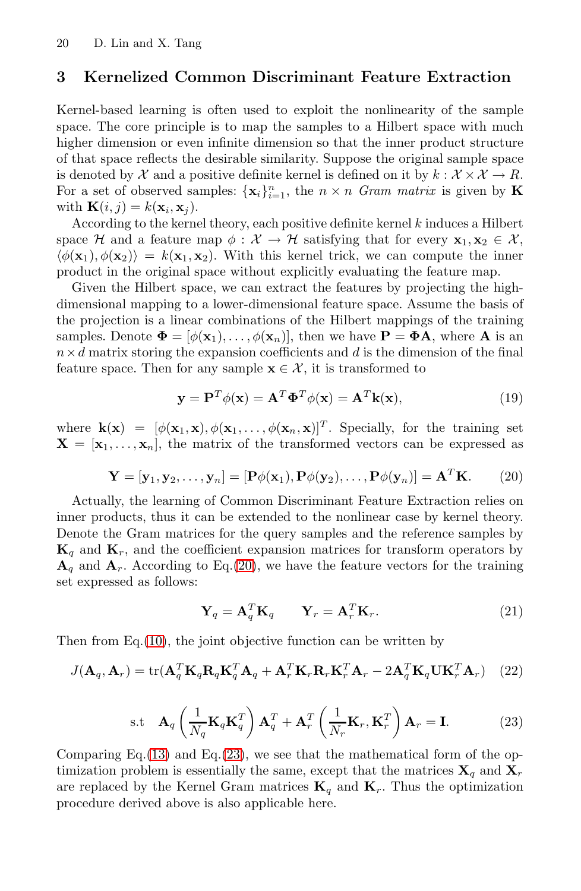## 3 Kernelized Common Discriminant Feature Extraction

Kernel-based learning is often used to exploit the nonlinearity of the sample space. The core principle is to map the samples to a Hilbert space with much higher dimension or even infinite dimension so that the inner product structure of that space reflects the desirable similarity. Suppose the original sample space is denoted by $\mathcal{X}$ and a positive definite kernel is defined on it by $k : \mathcal{X} \times \mathcal{X} \rightarrow R$. For a set of observed samples: $\{\mathbf{x}_i\}_{i=1}^n$, the $n \times n$ *Gram matrix* is given by $\mathbf{K}$ with $\mathbf{K}(i,j) = k(\mathbf{x}_i, \mathbf{x}_j)$.

According to the kernel theory, each positive definite kernel $k$ induces a Hilbert space $\mathcal{H}$ and a feature map $\phi : \mathcal{X} \rightarrow \mathcal{H}$ satisfying that for every $\mathbf{x}_1, \mathbf{x}_2 \in \mathcal{X}$, $\langle \phi(\mathbf{x}_1), \phi(\mathbf{x}_2) \rangle = k(\mathbf{x}_1, \mathbf{x}_2)$. With this kernel trick, we can compute the inner product in the original space without explicitly evaluating the feature map.

Given the Hilbert space, we can extract the features by projecting the high-dimensional mapping to a lower-dimensional feature space. Assume the basis of the projection is a linear combinations of the Hilbert mappings of the training samples. Denote $\mathbf{\Phi} = [\phi(\mathbf{x}_1), \ldots, \phi(\mathbf{x}_n)]$, then we have $\mathbf{P} = \mathbf{\Phi}\mathbf{A}$, where $\mathbf{A}$ is an $n \times d$ matrix storing the expansion coefficients and $d$ is the dimension of the final feature space. Then for any sample $\mathbf{x} \in \mathcal{X}$, it is transformed to

$$\mathbf{y} = \mathbf{P}^T \phi(\mathbf{x}) = \mathbf{A}^T \mathbf{\Phi}^T \phi(\mathbf{x}) = \mathbf{A}^T \mathbf{k}(\mathbf{x}), \tag{19}$$

where $\mathbf{k}(\mathbf{x}) = [\phi(\mathbf{x}_1, \mathbf{x}), \phi(\mathbf{x}_1, \ldots, \phi(\mathbf{x}_n, \mathbf{x})]^T$. Specially, for the training set $\mathbf{X} = [\mathbf{x}_1, \ldots, \mathbf{x}_n]$, the matrix of the transformed vectors can be expressed as

$$\mathbf{Y} = [\mathbf{y}_1, \mathbf{y}_2, \ldots, \mathbf{y}_n] = [\mathbf{P}\phi(\mathbf{x}_1), \mathbf{P}\phi(\mathbf{y}_2), \ldots, \mathbf{P}\phi(\mathbf{y}_n)] = \mathbf{A}^T \mathbf{K}. \tag{20}$$

Actually, the learning of Common Discriminant Feature Extraction relies on inner products, thus it can be extended to the nonlinear case by kernel theory. Denote the Gram matrices for the query samples and the reference samples by $\mathbf{K}_q$ and $\mathbf{K}_r$, and the coefficient expansion matrices for transform operators by $\mathbf{A}_q$ and $\mathbf{A}_r$. According to Eq.(20), we have the feature vectors for the training set expressed as follows:

$$\mathbf{Y}_q = \mathbf{A}_q^T \mathbf{K}_q \qquad \mathbf{Y}_r = \mathbf{A}_r^T \mathbf{K}_r. \tag{21}$$

Then from Eq.(10), the joint objective function can be written by

$$J(\mathbf{A}_q, \mathbf{A}_r) = \mathrm{tr}(\mathbf{A}_q^T \mathbf{K}_q \mathbf{R}_q \mathbf{K}_q^T \mathbf{A}_q + \mathbf{A}_r^T \mathbf{K}_r \mathbf{R}_r \mathbf{K}_r^T \mathbf{A}_r - 2\mathbf{A}_q^T \mathbf{K}_q \mathbf{U} \mathbf{K}_r^T \mathbf{A}_r) \tag{22}$$

$$\text{s.t} \quad \mathbf{A}_q \left( \frac{1}{N_q} \mathbf{K}_q \mathbf{K}_q^T \right) \mathbf{A}_q^T + \mathbf{A}_r^T \left( \frac{1}{N_r} \mathbf{K}_r, \mathbf{K}_r^T \right) \mathbf{A}_r = \mathbf{I}. \tag{23}$$

Comparing Eq.(13) and Eq.(23), we see that the mathematical form of the optimization problem is essentially the same, except that the matrices $\mathbf{X}_q$ and $\mathbf{X}_r$ are replaced by the Kernel Gram matrices $\mathbf{K}_q$ and $\mathbf{K}_r$. Thus the optimization procedure derived above is also applicable here.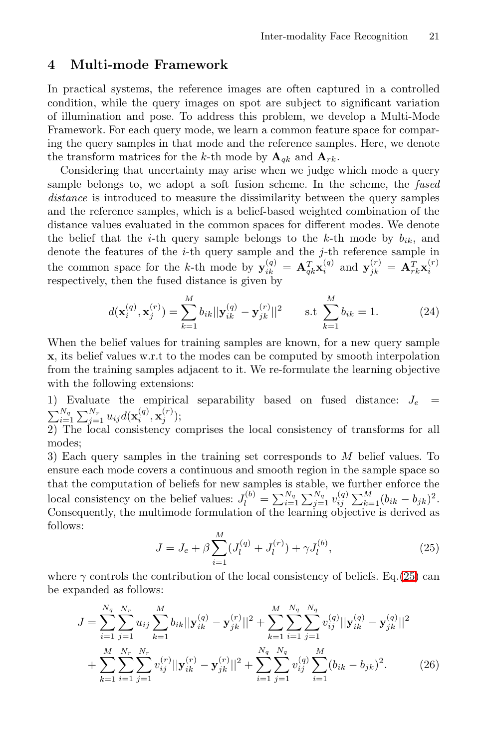## 4 Multi-mode Framework

In practical systems, the reference images are often captured in a controlled condition, while the query images on spot are subject to significant variation of illumination and pose. To address this problem, we develop a Multi-Mode Framework. For each query mode, we learn a common feature space for comparing the query samples in that mode and the reference samples. Here, we denote the transform matrices for the $k$-th mode by $\mathbf{A}_{qk}$ and $\mathbf{A}_{rk}$.

Considering that uncertainty may arise when we judge which mode a query sample belongs to, we adopt a soft fusion scheme. In the scheme, the *fused distance* is introduced to measure the dissimilarity between the query samples and the reference samples, which is a belief-based weighted combination of the distance values evaluated in the common spaces for different modes. We denote the belief that the $i$-th query sample belongs to the $k$-th mode by $b_{ik}$, and denote the features of the $i$-th query sample and the $j$-th reference sample in the common space for the $k$-th mode by $\mathbf{y}_{ik}^{(q)} = \mathbf{A}_{qk}^T \mathbf{x}_i^{(q)}$ and $\mathbf{y}_{jk}^{(r)} = \mathbf{A}_{rk}^T \mathbf{x}_i^{(r)}$ respectively, then the fused distance is given by

$$d(\mathbf{x}_i^{(q)}, \mathbf{x}_j^{(r)}) = \sum_{k=1}^{M} b_{ik} ||\mathbf{y}_{ik}^{(q)} - \mathbf{y}_{jk}^{(r)}||^2 \qquad \text{s.t} \sum_{k=1}^{M} b_{ik} = 1. \tag{24}$$

When the belief values for training samples are known, for a new query sample $\mathbf{x}$, its belief values w.r.t to the modes can be computed by smooth interpolation from the training samples adjacent to it. We re-formulate the learning objective with the following extensions:

1) Evaluate the empirical separability based on fused distance: $J_e = \sum_{i=1}^{N_q} \sum_{j=1}^{N_r} u_{ij} d(\mathbf{x}_i^{(q)}, \mathbf{x}_j^{(r)})$;
2) The local consistency comprises the local consistency of transforms for all modes;
3) Each query samples in the training set corresponds to $M$ belief values. To ensure each mode covers a continuous and smooth region in the sample space so that the computation of beliefs for new samples is stable, we further enforce the local consistency on the belief values: $J_l^{(b)} = \sum_{i=1}^{N_q} \sum_{j=1}^{N_q} v_{ij}^{(q)} \sum_{k=1}^{M} (b_{ik} - b_{jk})^2$.
Consequently, the multimode formulation of the learning objective is derived as follows:

$$J = J_e + \beta \sum_{i=1}^{M} (J_l^{(q)} + J_l^{(r)}) + \gamma J_l^{(b)}, \tag{25}$$

where $\gamma$ controls the contribution of the local consistency of beliefs. Eq.(25) can be expanded as follows:

$$J = \sum_{i=1}^{N_q} \sum_{j=1}^{N_r} u_{ij} \sum_{k=1}^{M} b_{ik} ||\mathbf{y}_{ik}^{(q)} - \mathbf{y}_{jk}^{(r)}||^2 + \sum_{k=1}^{M} \sum_{i=1}^{N_q} \sum_{j=1}^{N_q} v_{ij}^{(q)} ||\mathbf{y}_{ik}^{(q)} - \mathbf{y}_{jk}^{(q)}||^2$$
$$+ \sum_{k=1}^{M} \sum_{i=1}^{N_r} \sum_{j=1}^{N_r} v_{ij}^{(r)} ||\mathbf{y}_{ik}^{(r)} - \mathbf{y}_{jk}^{(r)}||^2 + \sum_{i=1}^{N_q} \sum_{j=1}^{N_q} v_{ij}^{(q)} \sum_{i=1}^{M} (b_{ik} - b_{jk})^2. \tag{26}$$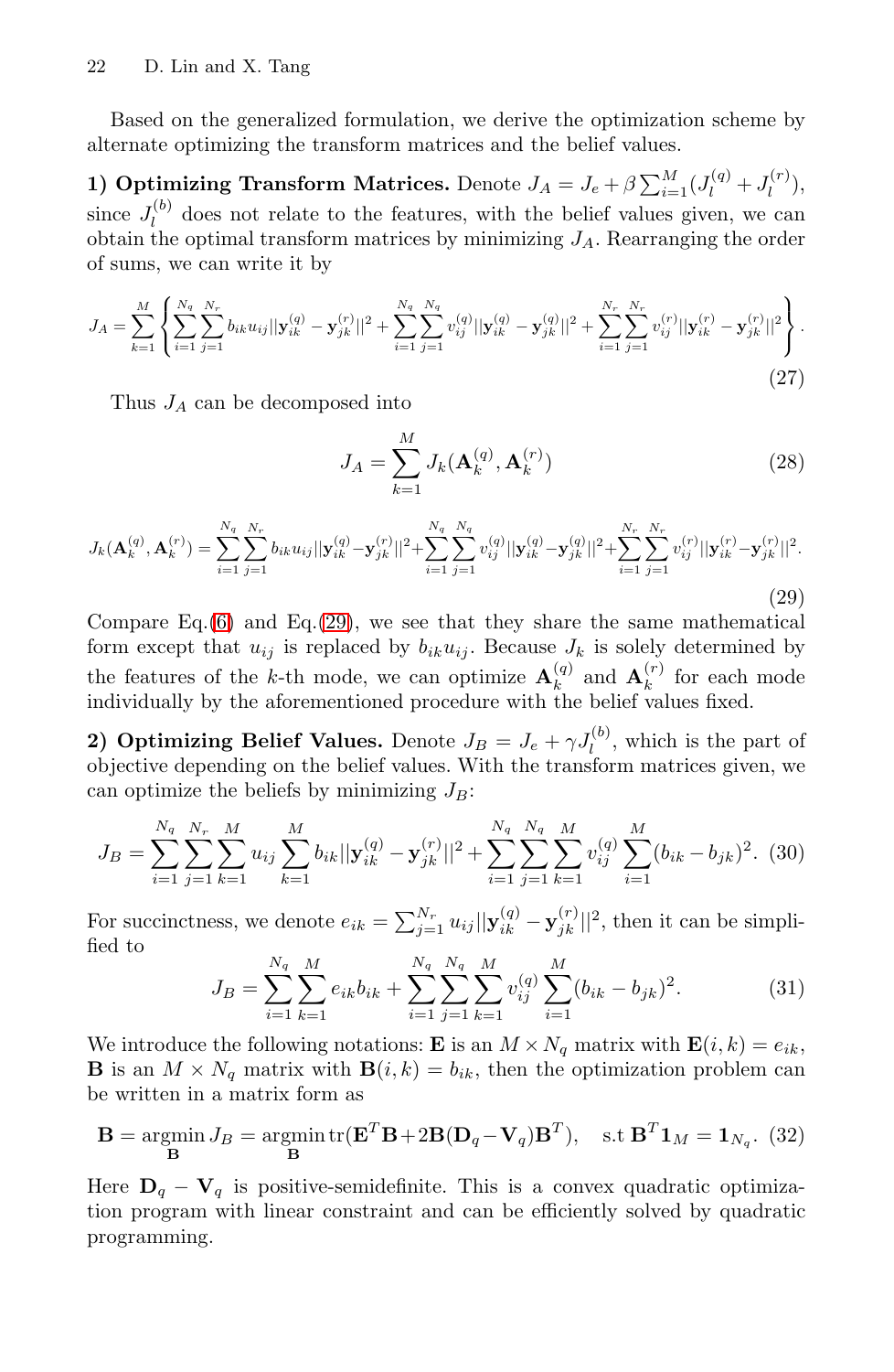Based on the generalized formulation, we derive the optimization scheme by alternate optimizing the transform matrices and the belief values.

**1) Optimizing Transform Matrices.** Denote $J_A = J_e + \beta \sum_{i=1}^{M} (J_l^{(q)} + J_l^{(r)})$, since $J_l^{(b)}$ does not relate to the features, with the belief values given, we can obtain the optimal transform matrices by minimizing $J_A$. Rearranging the order of sums, we can write it by

$$J_A = \sum_{k=1}^{M} \left\{ \sum_{i=1}^{N_q} \sum_{j=1}^{N_r} b_{ik} u_{ij} ||\mathbf{y}_{ik}^{(q)} - \mathbf{y}_{jk}^{(r)}||^2 + \sum_{i=1}^{N_q} \sum_{j=1}^{N_q} v_{ij}^{(q)} ||\mathbf{y}_{ik}^{(q)} - \mathbf{y}_{jk}^{(q)}||^2 + \sum_{i=1}^{N_r} \sum_{j=1}^{N_r} v_{ij}^{(r)} ||\mathbf{y}_{ik}^{(r)} - \mathbf{y}_{jk}^{(r)}||^2 \right\}. \tag{27}$$

Thus $J_A$ can be decomposed into

$$J_A = \sum_{k=1}^{M} J_k(\mathbf{A}_k^{(q)}, \mathbf{A}_k^{(r)}) \tag{28}$$

$$J_k(\mathbf{A}_k^{(q)}, \mathbf{A}_k^{(r)}) = \sum_{i=1}^{N_q} \sum_{j=1}^{N_r} b_{ik} u_{ij} ||\mathbf{y}_{ik}^{(q)} - \mathbf{y}_{jk}^{(r)}||^2 + \sum_{i=1}^{N_q} \sum_{j=1}^{N_q} v_{ij}^{(q)} ||\mathbf{y}_{ik}^{(q)} - \mathbf{y}_{jk}^{(q)}||^2 + \sum_{i=1}^{N_r} \sum_{j=1}^{N_r} v_{ij}^{(r)} ||\mathbf{y}_{ik}^{(r)} - \mathbf{y}_{jk}^{(r)}||^2. \tag{29}$$

Compare Eq.(6) and Eq.(29), we see that they share the same mathematical form except that $u_{ij}$ is replaced by $b_{ik} u_{ij}$. Because $J_k$ is solely determined by the features of the $k$-th mode, we can optimize $\mathbf{A}_k^{(q)}$ and $\mathbf{A}_k^{(r)}$ for each mode individually by the aforementioned procedure with the belief values fixed.

**2) Optimizing Belief Values.** Denote $J_B = J_e + \gamma J_l^{(b)}$, which is the part of objective depending on the belief values. With the transform matrices given, we can optimize the beliefs by minimizing $J_B$:

$$J_B = \sum_{i=1}^{N_q} \sum_{j=1}^{N_r} \sum_{k=1}^{M} u_{ij} \sum_{k=1}^{M} b_{ik} ||\mathbf{y}_{ik}^{(q)} - \mathbf{y}_{jk}^{(r)}||^2 + \sum_{i=1}^{N_q} \sum_{j=1}^{N_q} \sum_{k=1}^{M} v_{ij}^{(q)} \sum_{i=1}^{M} (b_{ik} - b_{jk})^2. \tag{30}$$

For succinctness, we denote $e_{ik} = \sum_{j=1}^{N_r} u_{ij} ||\mathbf{y}_{ik}^{(q)} - \mathbf{y}_{jk}^{(r)}||^2$, then it can be simplified to

$$J_B = \sum_{i=1}^{N_q} \sum_{k=1}^{M} e_{ik} b_{ik} + \sum_{i=1}^{N_q} \sum_{j=1}^{N_q} \sum_{k=1}^{M} v_{ij}^{(q)} \sum_{i=1}^{M} (b_{ik} - b_{jk})^2. \tag{31}$$

We introduce the following notations: $\mathbf{E}$ is an $M \times N_q$ matrix with $\mathbf{E}(i,k) = e_{ik}$, $\mathbf{B}$ is an $M \times N_q$ matrix with $\mathbf{B}(i,k) = b_{ik}$, then the optimization problem can be written in a matrix form as

$$\mathbf{B} = \underset{\mathbf{B}}{\operatorname{argmin}}\, J_B = \underset{\mathbf{B}}{\operatorname{argmin}}\, \operatorname{tr}(\mathbf{E}^T \mathbf{B} + 2\mathbf{B}(\mathbf{D}_q - \mathbf{V}_q)\mathbf{B}^T), \quad \text{s.t } \mathbf{B}^T \mathbf{1}_M = \mathbf{1}_{N_q}. \tag{32}$$

Here $\mathbf{D}_q - \mathbf{V}_q$ is positive-semidefinite. This is a convex quadratic optimization program with linear constraint and can be efficiently solved by quadratic programming.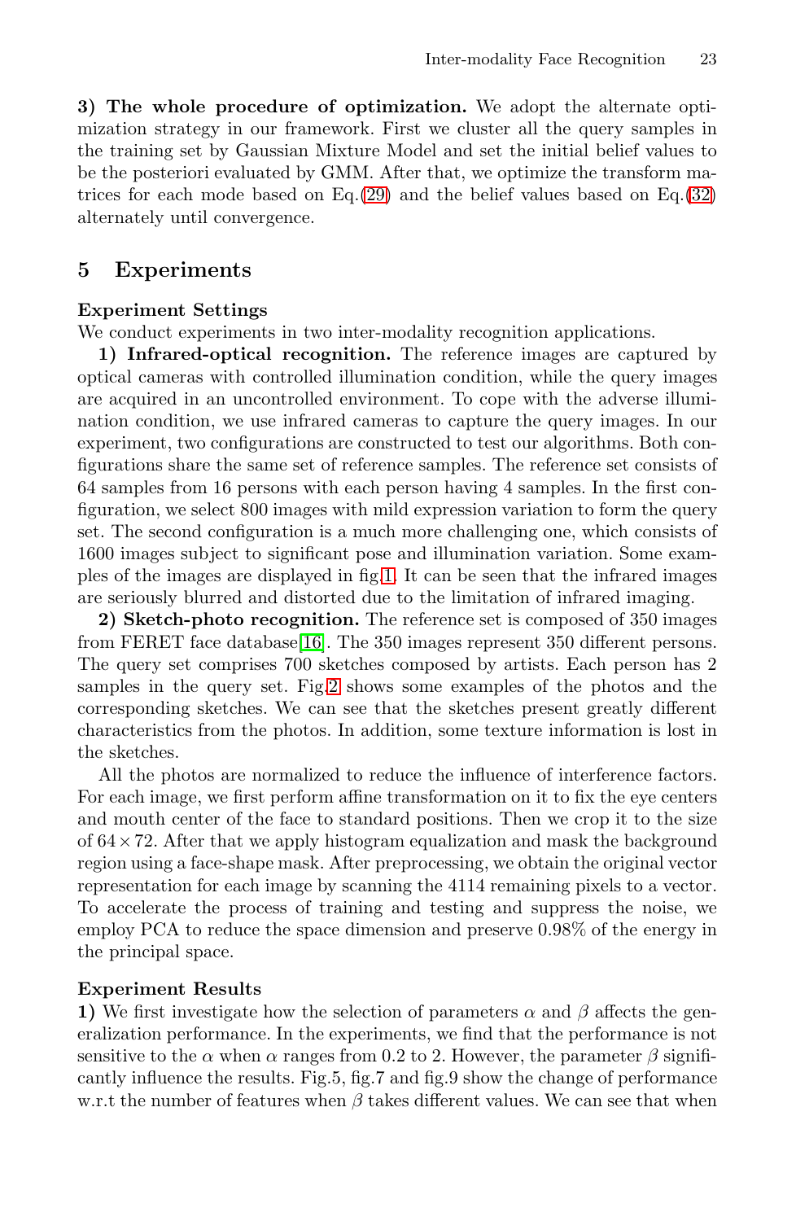**3) The whole procedure of optimization.** We adopt the alternate optimization strategy in our framework. First we cluster all the query samples in the training set by Gaussian Mixture Model and set the initial belief values to be the posteriori evaluated by GMM. After that, we optimize the transform matrices for each mode based on Eq.(29) and the belief values based on Eq.(32) alternately until convergence.

## 5 Experiments

**Experiment Settings**

We conduct experiments in two inter-modality recognition applications.

**1) Infrared-optical recognition.** The reference images are captured by optical cameras with controlled illumination condition, while the query images are acquired in an uncontrolled environment. To cope with the adverse illumination condition, we use infrared cameras to capture the query images. In our experiment, two configurations are constructed to test our algorithms. Both configurations share the same set of reference samples. The reference set consists of 64 samples from 16 persons with each person having 4 samples. In the first configuration, we select 800 images with mild expression variation to form the query set. The second configuration is a much more challenging one, which consists of 1600 images subject to significant pose and illumination variation. Some examples of the images are displayed in fig.1. It can be seen that the infrared images are seriously blurred and distorted due to the limitation of infrared imaging.

**2) Sketch-photo recognition.** The reference set is composed of 350 images from FERET face database[16]. The 350 images represent 350 different persons. The query set comprises 700 sketches composed by artists. Each person has 2 samples in the query set. Fig.2 shows some examples of the photos and the corresponding sketches. We can see that the sketches present greatly different characteristics from the photos. In addition, some texture information is lost in the sketches.

All the photos are normalized to reduce the influence of interference factors. For each image, we first perform affine transformation on it to fix the eye centers and mouth center of the face to standard positions. Then we crop it to the size of $64 \times 72$. After that we apply histogram equalization and mask the background region using a face-shape mask. After preprocessing, we obtain the original vector representation for each image by scanning the 4114 remaining pixels to a vector. To accelerate the process of training and testing and suppress the noise, we employ PCA to reduce the space dimension and preserve 0.98% of the energy in the principal space.

**Experiment Results**

**1)** We first investigate how the selection of parameters $\alpha$ and $\beta$ affects the generalization performance. In the experiments, we find that the performance is not sensitive to the $\alpha$ when $\alpha$ ranges from 0.2 to 2. However, the parameter $\beta$ significantly influence the results. Fig.5, fig.7 and fig.9 show the change of performance w.r.t the number of features when $\beta$ takes different values. We can see that when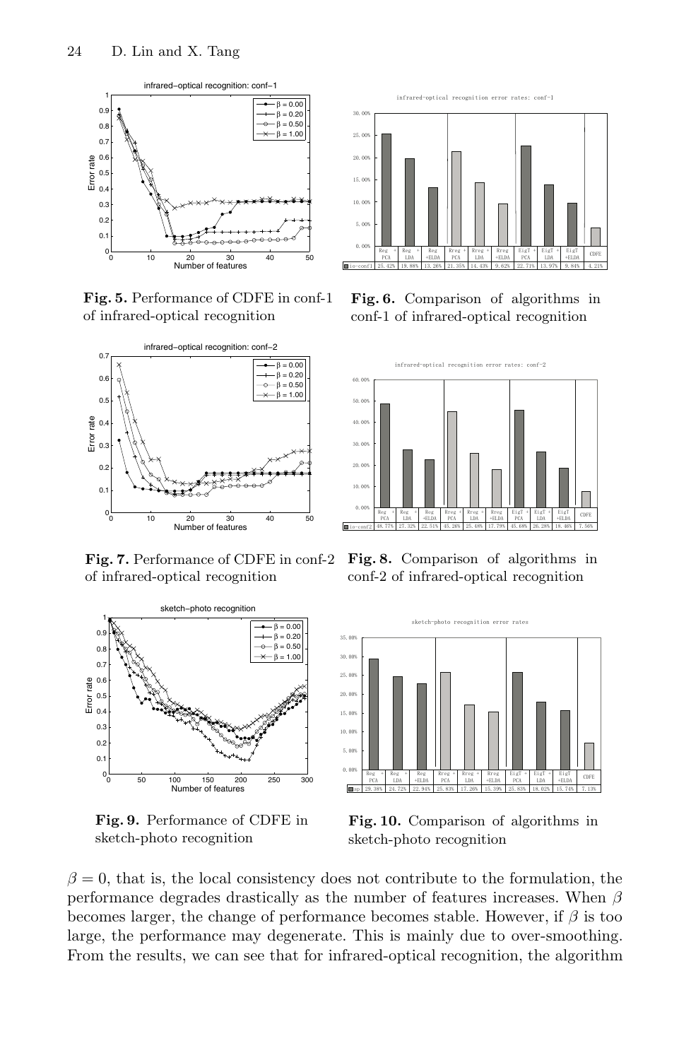**Fig. 5.** Performance of CDFE in conf-1 of infrared-optical recognition

**Fig. 6.** Comparison of algorithms in conf-1 of infrared-optical recognition

| | Reg + PCA | Reg + LDA | Reg +ELDA | Rreg + PCA | Rreg + LDA | Rreg +ELDA | EigT + PCA | EigT + LDA | EigT +ELDA | CDFE |
|---|---|---|---|---|---|---|---|---|---|---|
| io-conf1 | 25.42% | 19.88% | 13.26% | 21.35% | 14.43% | 9.62% | 22.71% | 13.97% | 9.84% | 4.21% |

**Fig. 7.** Performance of CDFE in conf-2 of infrared-optical recognition

**Fig. 8.** Comparison of algorithms in conf-2 of infrared-optical recognition

| | Reg + PCA | Reg + LDA | Reg +ELDA | Rreg + PCA | Rreg + LDA | Rreg +ELDA | EigT + PCA | EigT + LDA | EigT +ELDA | CDFE |
|---|---|---|---|---|---|---|---|---|---|---|
| io-conf2 | 48.77% | 27.32% | 22.51% | 45.26% | 25.48% | 17.79% | 45.68% | 26.28% | 18.46% | 7.56% |

**Fig. 9.** Performance of CDFE in sketch-photo recognition

**Fig. 10.** Comparison of algorithms in sketch-photo recognition

| | Reg + PCA | Reg + LDA | Reg +ELDA | Rreg + PCA | Rreg + LDA | Rreg +ELDA | EigT + PCA | EigT + LDA | EigT +ELDA | CDFE |
|---|---|---|---|---|---|---|---|---|---|---|
| sp | 29.38% | 24.72% | 22.94% | 25.83% | 17.26% | 15.39% | 25.83% | 18.02% | 15.74% | 7.13% |

$\beta = 0$, that is, the local consistency does not contribute to the formulation, the performance degrades drastically as the number of features increases. When $\beta$ becomes larger, the change of performance becomes stable. However, if $\beta$ is too large, the performance may degenerate. This is mainly due to over-smoothing. From the results, we can see that for infrared-optical recognition, the algorithm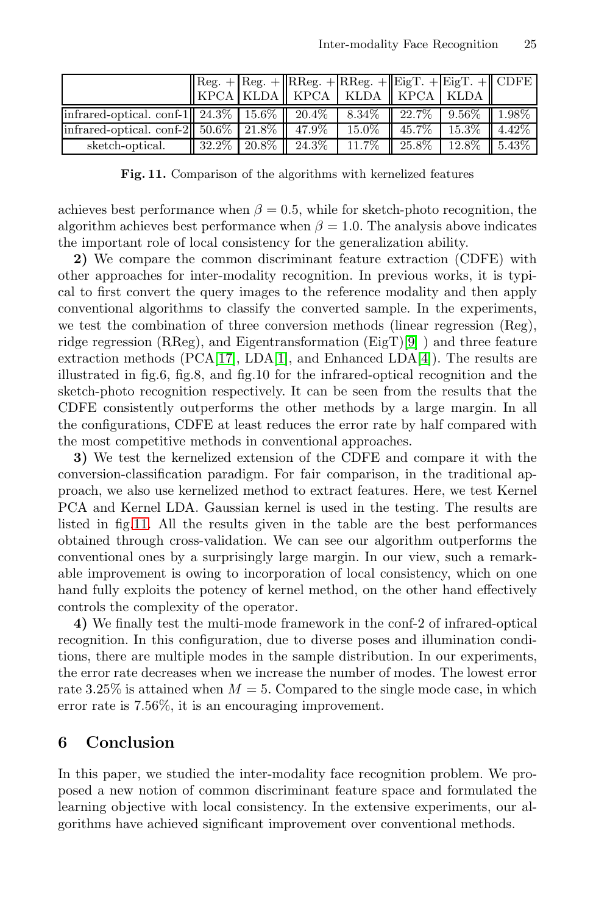| | Reg. + KPCA | Reg. + KLDA | RReg. + KPCA | RReg. + KLDA | EigT. + KPCA | EigT. + KLDA | CDFE |
|---|---|---|---|---|---|---|---|
| infrared-optical. conf-1 | 24.3% | 15.6% | 20.4% | 8.34% | 22.7% | 9.56% | 1.98% |
| infrared-optical. conf-2 | 50.6% | 21.8% | 47.9% | 15.0% | 45.7% | 15.3% | 4.42% |
| sketch-optical. | 32.2% | 20.8% | 24.3% | 11.7% | 25.8% | 12.8% | 5.43% |

**Fig. 11.** Comparison of the algorithms with kernelized features

achieves best performance when $\beta = 0.5$, while for sketch-photo recognition, the algorithm achieves best performance when $\beta = 1.0$. The analysis above indicates the important role of local consistency for the generalization ability.

**2)** We compare the common discriminant feature extraction (CDFE) with other approaches for inter-modality recognition. In previous works, it is typical to first convert the query images to the reference modality and then apply conventional algorithms to classify the converted sample. In the experiments, we test the combination of three conversion methods (linear regression (Reg), ridge regression (RReg), and Eigentransformation (EigT)[9] ) and three feature extraction methods (PCA[17], LDA[1], and Enhanced LDA[4]). The results are illustrated in fig.6, fig.8, and fig.10 for the infrared-optical recognition and the sketch-photo recognition respectively. It can be seen from the results that the CDFE consistently outperforms the other methods by a large margin. In all the configurations, CDFE at least reduces the error rate by half compared with the most competitive methods in conventional approaches.

**3)** We test the kernelized extension of the CDFE and compare it with the conversion-classification paradigm. For fair comparison, in the traditional approach, we also use kernelized method to extract features. Here, we test Kernel PCA and Kernel LDA. Gaussian kernel is used in the testing. The results are listed in fig.11. All the results given in the table are the best performances obtained through cross-validation. We can see our algorithm outperforms the conventional ones by a surprisingly large margin. In our view, such a remarkable improvement is owing to incorporation of local consistency, which on one hand fully exploits the potency of kernel method, on the other hand effectively controls the complexity of the operator.

**4)** We finally test the multi-mode framework in the conf-2 of infrared-optical recognition. In this configuration, due to diverse poses and illumination conditions, there are multiple modes in the sample distribution. In our experiments, the error rate decreases when we increase the number of modes. The lowest error rate 3.25% is attained when $M = 5$. Compared to the single mode case, in which error rate is 7.56%, it is an encouraging improvement.

## 6 Conclusion

In this paper, we studied the inter-modality face recognition problem. We proposed a new notion of common discriminant feature space and formulated the learning objective with local consistency. In the extensive experiments, our algorithms have achieved significant improvement over conventional methods.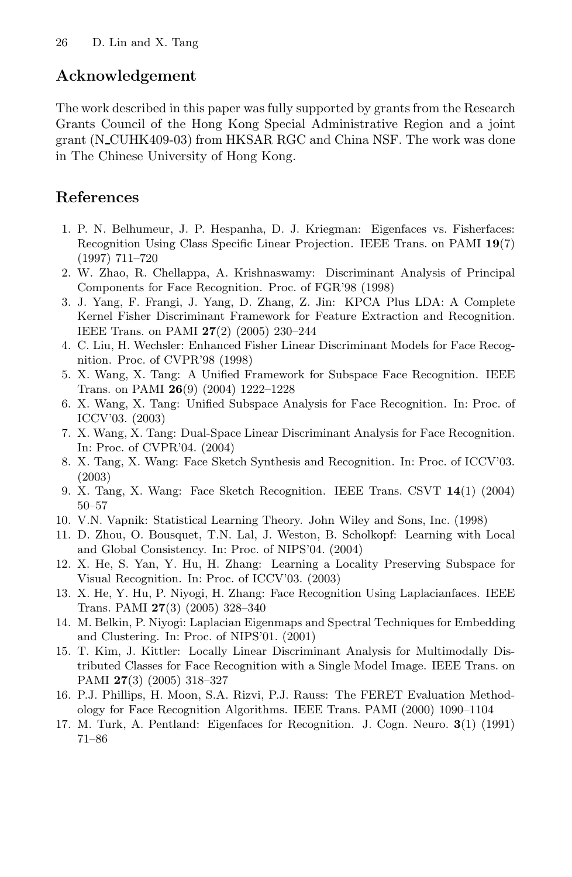## Acknowledgement

The work described in this paper was fully supported by grants from the Research Grants Council of the Hong Kong Special Administrative Region and a joint grant (N_CUHK409-03) from HKSAR RGC and China NSF. The work was done in The Chinese University of Hong Kong.

## References

1. P. N. Belhumeur, J. P. Hespanha, D. J. Kriegman: Eigenfaces vs. Fisherfaces: Recognition Using Class Specific Linear Projection. IEEE Trans. on PAMI **19**(7) (1997) 711–720
2. W. Zhao, R. Chellappa, A. Krishnaswamy: Discriminant Analysis of Principal Components for Face Recognition. Proc. of FGR'98 (1998)
3. J. Yang, F. Frangi, J. Yang, D. Zhang, Z. Jin: KPCA Plus LDA: A Complete Kernel Fisher Discriminant Framework for Feature Extraction and Recognition. IEEE Trans. on PAMI **27**(2) (2005) 230–244
4. C. Liu, H. Wechsler: Enhanced Fisher Linear Discriminant Models for Face Recognition. Proc. of CVPR'98 (1998)
5. X. Wang, X. Tang: A Unified Framework for Subspace Face Recognition. IEEE Trans. on PAMI **26**(9) (2004) 1222–1228
6. X. Wang, X. Tang: Unified Subspace Analysis for Face Recognition. In: Proc. of ICCV'03. (2003)
7. X. Wang, X. Tang: Dual-Space Linear Discriminant Analysis for Face Recognition. In: Proc. of CVPR'04. (2004)
8. X. Tang, X. Wang: Face Sketch Synthesis and Recognition. In: Proc. of ICCV'03. (2003)
9. X. Tang, X. Wang: Face Sketch Recognition. IEEE Trans. CSVT **14**(1) (2004) 50–57
10. V.N. Vapnik: Statistical Learning Theory. John Wiley and Sons, Inc. (1998)
11. D. Zhou, O. Bousquet, T.N. Lal, J. Weston, B. Scholkopf: Learning with Local and Global Consistency. In: Proc. of NIPS'04. (2004)
12. X. He, S. Yan, Y. Hu, H. Zhang: Learning a Locality Preserving Subspace for Visual Recognition. In: Proc. of ICCV'03. (2003)
13. X. He, Y. Hu, P. Niyogi, H. Zhang: Face Recognition Using Laplacianfaces. IEEE Trans. PAMI **27**(3) (2005) 328–340
14. M. Belkin, P. Niyogi: Laplacian Eigenmaps and Spectral Techniques for Embedding and Clustering. In: Proc. of NIPS'01. (2001)
15. T. Kim, J. Kittler: Locally Linear Discriminant Analysis for Multimodally Distributed Classes for Face Recognition with a Single Model Image. IEEE Trans. on PAMI **27**(3) (2005) 318–327
16. P.J. Phillips, H. Moon, S.A. Rizvi, P.J. Rauss: The FERET Evaluation Methodology for Face Recognition Algorithms. IEEE Trans. PAMI (2000) 1090–1104
17. M. Turk, A. Pentland: Eigenfaces for Recognition. J. Cogn. Neuro. **3**(1) (1991) 71–86